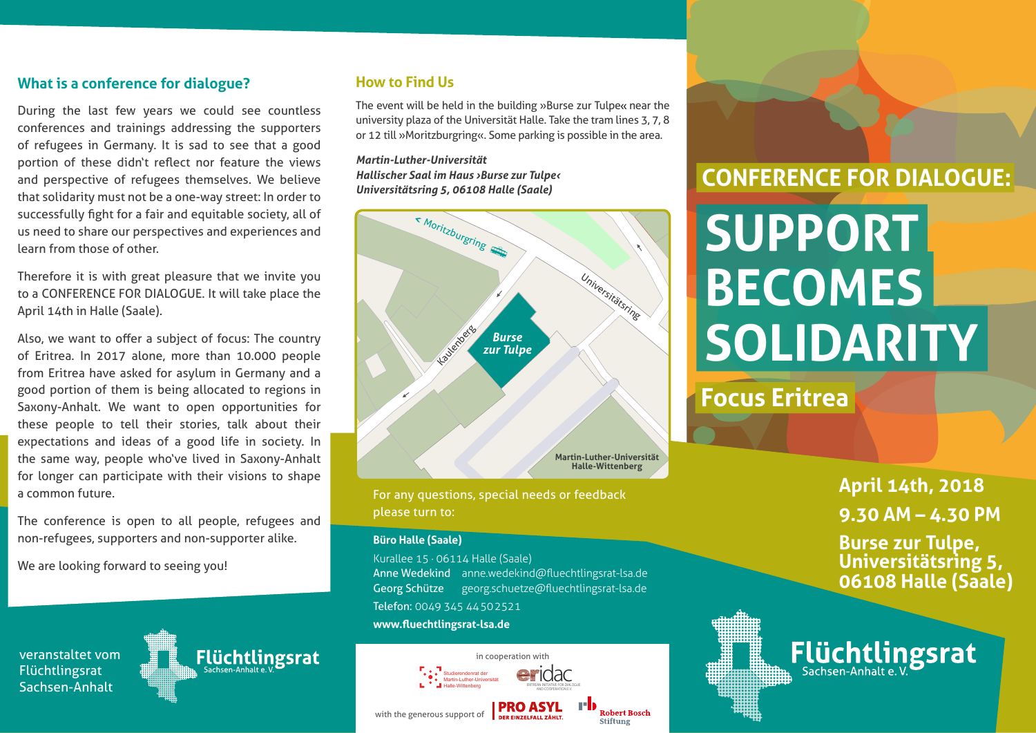## What is a conference for dialogue?

During the last few years we could see countless conferences and trainings addressing the supporters of refugees in Germany. It is sad to see that a good portion of these didn't reflect nor feature the views and perspective of refugees themselves. We believe that solidarity must not be a one-way street: In order to successfully fight for a fair and equitable society, all of us need to share our perspectives and experiences and learn from those of other.

Therefore it is with great pleasure that we invite you to a CONFERENCE FOR DIALOGUE. It will take place the April 14th in Halle (Saale).

Also, we want to offer a subject of focus: The country of Eritrea. In 2017 alone, more than 10.000 people from Eritrea have asked for asylum in Germany and a good portion of them is being allocated to regions in Saxony-Anhalt. We want to open opportunities for these people to tell their stories, talk about their expectations and ideas of a good life in society. In the same way, people who've lived in Saxony-Anhalt for longer can participate with their visions to shape a common future.

The conference is open to all people, refugees and non-refugees, supporters and non-supporter alike.

We are looking forward to seeing you!

veranstaltet vom Flüchtlingsrat Sachsen-Anhalt

Flüchtlingsrat Sachsen-Anhalt e. V.

## How to Find Us

The event will be held in the building »Burse zur Tulpe« near the university plaza of the Universität Halle. Take the tram lines 3, 7, 8 or 12 till »Moritzburgring«. Some parking is possible in the area.

***Martin-Luther-Universität***
***Hallischer Saal im Haus ›Burse zur Tulpe‹***
***Universitätsring 5, 06108 Halle (Saale)***

Moritzburgring · Universitätsring · Kaulenberg · **Burse zur Tulpe** · **Martin-Luther-Universität Halle-Wittenberg**

For any questions, special needs or feedback please turn to:

**Büro Halle (Saale)**
Kurallee 15 · 06114 Halle (Saale)
Anne Wedekind anne.wedekind@fluechtlingsrat-lsa.de
Georg Schütze georg.schuetze@fluechtlingsrat-lsa.de
Telefon: 0049 345 44502521
**www.fluechtlingsrat-lsa.de**

in cooperation with
Studierendenrat der Martin-Luther-Universität Halle-Wittenberg · eridac Eritrean Initiative for Dialogue and Cooperation e.V.

with the generous support of PRO ASYL Der Einzelfall zählt. · Robert Bosch Stiftung

# CONFERENCE FOR DIALOGUE:

# SUPPORT BECOMES SOLIDARITY

## Focus Eritrea

**April 14th, 2018**
**9.30 AM – 4.30 PM**
**Burse zur Tulpe, Universitätsring 5, 06108 Halle (Saale)**

Flüchtlingsrat Sachsen-Anhalt e. V.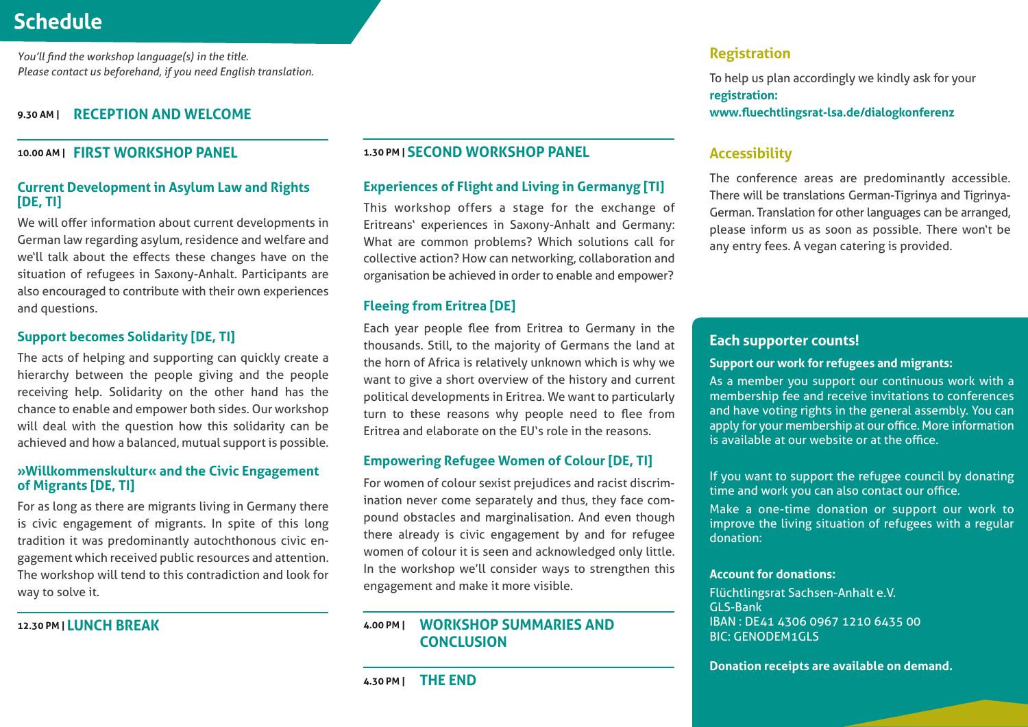# Schedule

*You'll find the workshop language(s) in the title.*
*Please contact us beforehand, if you need English translation.*

## 9.30 AM | RECEPTION AND WELCOME

## 10.00 AM | FIRST WORKSHOP PANEL

### Current Development in Asylum Law and Rights [DE, TI]

We will offer information about current developments in German law regarding asylum, residence and welfare and we'll talk about the effects these changes have on the situation of refugees in Saxony-Anhalt. Participants are also encouraged to contribute with their own experiences and questions.

### Support becomes Solidarity [DE, TI]

The acts of helping and supporting can quickly create a hierarchy between the people giving and the people receiving help. Solidarity on the other hand has the chance to enable and empower both sides. Our workshop will deal with the question how this solidarity can be achieved and how a balanced, mutual support is possible.

### »Willkommenskultur« and the Civic Engagement of Migrants [DE, TI]

For as long as there are migrants living in Germany there is civic engagement of migrants. In spite of this long tradition it was predominantly autochthonous civic engagement which received public resources and attention. The workshop will tend to this contradiction and look for way to solve it.

## 12.30 PM | LUNCH BREAK

## 1.30 PM | SECOND WORKSHOP PANEL

### Experiences of Flight and Living in Germanyg [TI]

This workshop offers a stage for the exchange of Eritreans' experiences in Saxony-Anhalt and Germany: What are common problems? Which solutions call for collective action? How can networking, collaboration and organisation be achieved in order to enable and empower?

### Fleeing from Eritrea [DE]

Each year people flee from Eritrea to Germany in the thousands. Still, to the majority of Germans the land at the horn of Africa is relatively unknown which is why we want to give a short overview of the history and current political developments in Eritrea. We want to particularly turn to these reasons why people need to flee from Eritrea and elaborate on the EU's role in the reasons.

### Empowering Refugee Women of Colour [DE, TI]

For women of colour sexist prejudices and racist discrimination never come separately and thus, they face compound obstacles and marginalisation. And even though there already is civic engagement by and for refugee women of colour it is seen and acknowledged only little. In the workshop we'll consider ways to strengthen this engagement and make it more visible.

## 4.00 PM | WORKSHOP SUMMARIES AND CONCLUSION

## 4.30 PM | THE END

## Registration

To help us plan accordingly we kindly ask for your **registration:**
**www.fluechtlingsrat-lsa.de/dialogkonferenz**

## Accessibility

The conference areas are predominantly accessible. There will be translations German-Tigrinya and Tigrinya-German. Translation for other languages can be arranged, please inform us as soon as possible. There won't be any entry fees. A vegan catering is provided.

## Each supporter counts!

**Support our work for refugees and migrants:**

As a member you support our continuous work with a membership fee and receive invitations to conferences and have voting rights in the general assembly. You can apply for your membership at our office. More information is available at our website or at the office.

If you want to support the refugee council by donating time and work you can also contact our office.

Make a one-time donation or support our work to improve the living situation of refugees with a regular donation:

**Account for donations:**

Flüchtlingsrat Sachsen-Anhalt e.V.
GLS-Bank
IBAN : DE41 4306 0967 1210 6435 00
BIC: GENODEM1GLS

**Donation receipts are available on demand.**